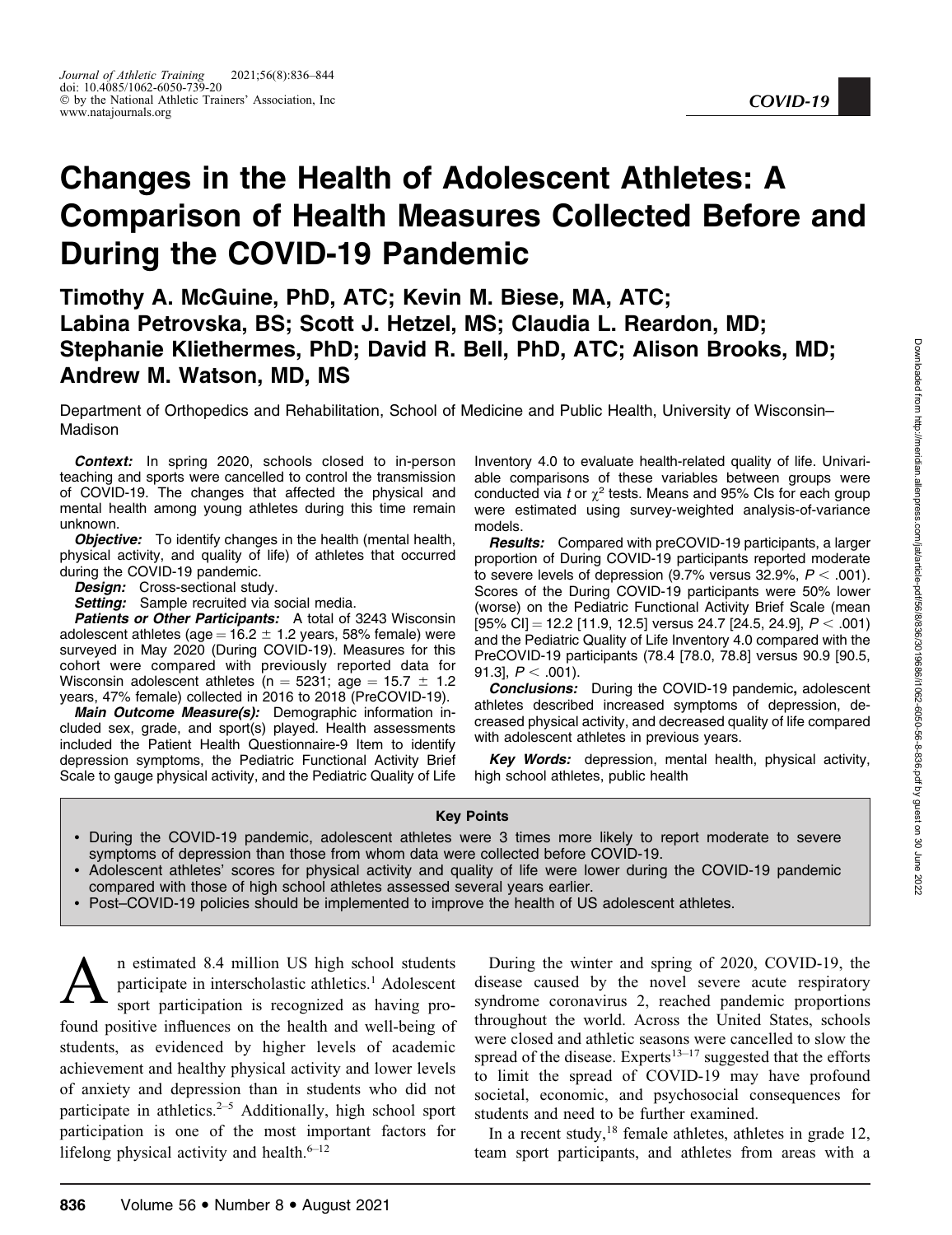# Changes in the Health of Adolescent Athletes: A Comparison of Health Measures Collected Before and During the COVID-19 Pandemic

**Timothy A. McGuine, PhD, ATC; Kevin M. Biese, MA, ATC; Labina Petrovska, BS; Scott J. Hetzel, MS; Claudia L. Reardon, MD; Stephanie Kliethermes, PhD; David R. Bell, PhD, ATC; Alison Brooks, MD; Andrew M. Watson, MD, MS**

Department of Orthopedics and Rehabilitation, School of Medicine and Public Health, University of Wisconsin–Madison

***Context:*** In spring 2020, schools closed to in-person teaching and sports were cancelled to control the transmission of COVID-19. The changes that affected the physical and mental health among young athletes during this time remain unknown.

***Objective:*** To identify changes in the health (mental health, physical activity, and quality of life) of athletes that occurred during the COVID-19 pandemic.

***Design:*** Cross-sectional study.

***Setting:*** Sample recruited via social media.

***Patients or Other Participants:*** A total of 3243 Wisconsin adolescent athletes (age = 16.2 ± 1.2 years, 58% female) were surveyed in May 2020 (During COVID-19). Measures for this cohort were compared with previously reported data for Wisconsin adolescent athletes (n = 5231; age = 15.7 ± 1.2 years, 47% female) collected in 2016 to 2018 (PreCOVID-19).

***Main Outcome Measure(s):*** Demographic information included sex, grade, and sport(s) played. Health assessments included the Patient Health Questionnaire-9 Item to identify depression symptoms, the Pediatric Functional Activity Brief Scale to gauge physical activity, and the Pediatric Quality of Life Inventory 4.0 to evaluate health-related quality of life. Univariable comparisons of these variables between groups were conducted via *t* or $\chi^2$ tests. Means and 95% CIs for each group were estimated using survey-weighted analysis-of-variance models.

***Results:*** Compared with preCOVID-19 participants, a larger proportion of During COVID-19 participants reported moderate to severe levels of depression (9.7% versus 32.9%, $P < .001$). Scores of the During COVID-19 participants were 50% lower (worse) on the Pediatric Functional Activity Brief Scale (mean [95% CI] = 12.2 [11.9, 12.5] versus 24.7 [24.5, 24.9], $P < .001$) and the Pediatric Quality of Life Inventory 4.0 compared with the PreCOVID-19 participants (78.4 [78.0, 78.8] versus 90.9 [90.5, 91.3], $P < .001$).

***Conclusions:*** During the COVID-19 pandemic, adolescent athletes described increased symptoms of depression, decreased physical activity, and decreased quality of life compared with adolescent athletes in previous years.

***Key Words:*** depression, mental health, physical activity, high school athletes, public health

**Key Points**

- During the COVID-19 pandemic, adolescent athletes were 3 times more likely to report moderate to severe symptoms of depression than those from whom data were collected before COVID-19.
- Adolescent athletes' scores for physical activity and quality of life were lower during the COVID-19 pandemic compared with those of high school athletes assessed several years earlier.
- Post–COVID-19 policies should be implemented to improve the health of US adolescent athletes.

An estimated 8.4 million US high school students participate in interscholastic athletics.[1] Adolescent sport participation is recognized as having profound positive influences on the health and well-being of students, as evidenced by higher levels of academic achievement and healthy physical activity and lower levels of anxiety and depression than in students who did not participate in athletics.[2–5] Additionally, high school sport participation is one of the most important factors for lifelong physical activity and health.[6–12]

During the winter and spring of 2020, COVID-19, the disease caused by the novel severe acute respiratory syndrome coronavirus 2, reached pandemic proportions throughout the world. Across the United States, schools were closed and athletic seasons were cancelled to slow the spread of the disease. Experts[13–17] suggested that the efforts to limit the spread of COVID-19 may have profound societal, economic, and psychosocial consequences for students and need to be further examined.

In a recent study,[18] female athletes, athletes in grade 12, team sport participants, and athletes from areas with a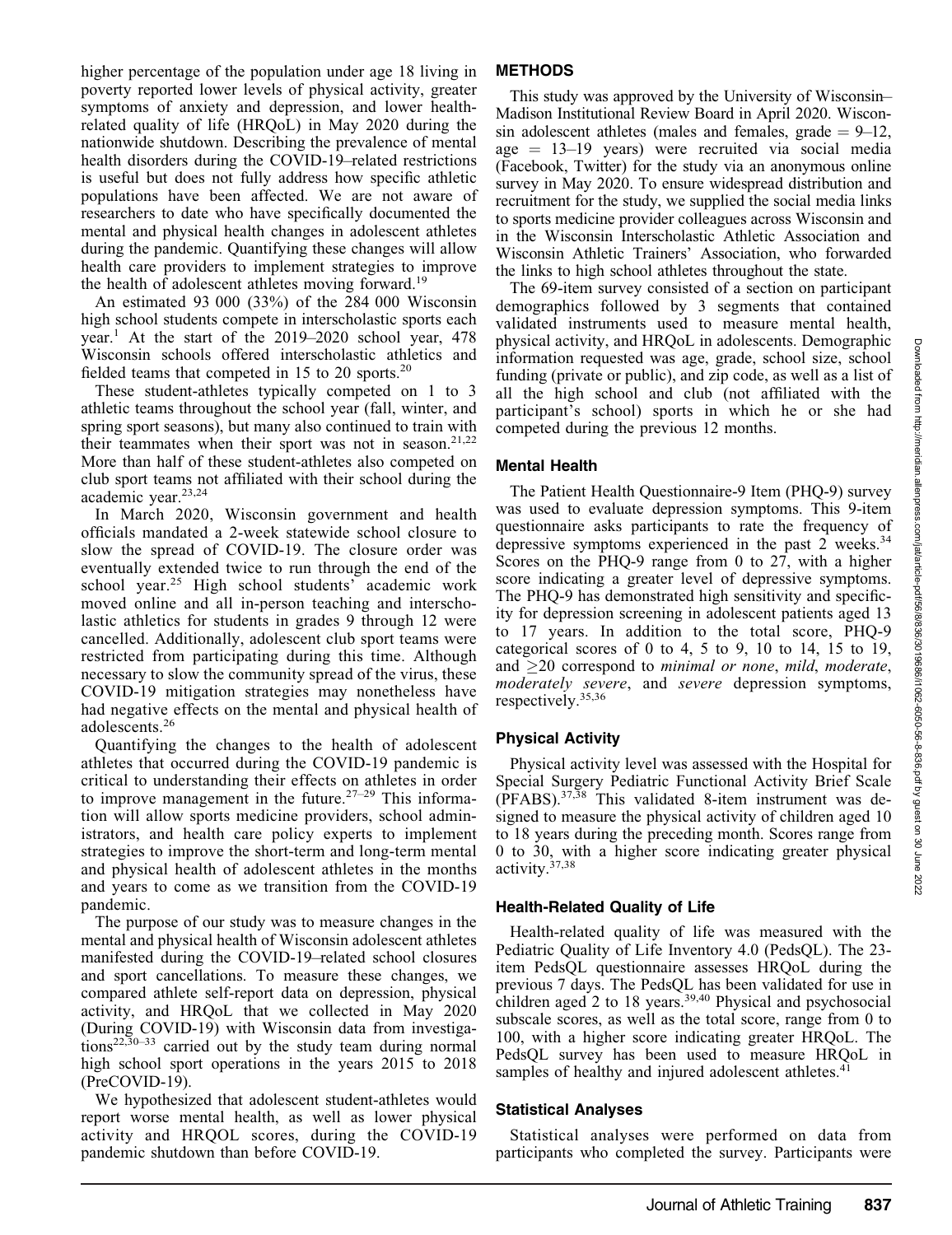higher percentage of the population under age 18 living in poverty reported lower levels of physical activity, greater symptoms of anxiety and depression, and lower health-related quality of life (HRQoL) in May 2020 during the nationwide shutdown. Describing the prevalence of mental health disorders during the COVID-19–related restrictions is useful but does not fully address how specific athletic populations have been affected. We are not aware of researchers to date who have specifically documented the mental and physical health changes in adolescent athletes during the pandemic. Quantifying these changes will allow health care providers to implement strategies to improve the health of adolescent athletes moving forward.[19]

An estimated 93 000 (33%) of the 284 000 Wisconsin high school students compete in interscholastic sports each year.[1] At the start of the 2019–2020 school year, 478 Wisconsin schools offered interscholastic athletics and fielded teams that competed in 15 to 20 sports.[20]

These student-athletes typically competed on 1 to 3 athletic teams throughout the school year (fall, winter, and spring sport seasons), but many also continued to train with their teammates when their sport was not in season.[21,22] More than half of these student-athletes also competed on club sport teams not affiliated with their school during the academic year.[23,24]

In March 2020, Wisconsin government and health officials mandated a 2-week statewide school closure to slow the spread of COVID-19. The closure order was eventually extended twice to run through the end of the school year.[25] High school students' academic work moved online and all in-person teaching and interscholastic athletics for students in grades 9 through 12 were cancelled. Additionally, adolescent club sport teams were restricted from participating during this time. Although necessary to slow the community spread of the virus, these COVID-19 mitigation strategies may nonetheless have had negative effects on the mental and physical health of adolescents.[26]

Quantifying the changes to the health of adolescent athletes that occurred during the COVID-19 pandemic is critical to understanding their effects on athletes in order to improve management in the future.[27–29] This information will allow sports medicine providers, school administrators, and health care policy experts to implement strategies to improve the short-term and long-term mental and physical health of adolescent athletes in the months and years to come as we transition from the COVID-19 pandemic.

The purpose of our study was to measure changes in the mental and physical health of Wisconsin adolescent athletes manifested during the COVID-19–related school closures and sport cancellations. To measure these changes, we compared athlete self-report data on depression, physical activity, and HRQoL that we collected in May 2020 (During COVID-19) with Wisconsin data from investigations[22,30–33] carried out by the study team during normal high school sport operations in the years 2015 to 2018 (PreCOVID-19).

We hypothesized that adolescent student-athletes would report worse mental health, as well as lower physical activity and HRQOL scores, during the COVID-19 pandemic shutdown than before COVID-19.

## METHODS

This study was approved by the University of Wisconsin–Madison Institutional Review Board in April 2020. Wisconsin adolescent athletes (males and females, grade = 9–12, age = 13–19 years) were recruited via social media (Facebook, Twitter) for the study via an anonymous online survey in May 2020. To ensure widespread distribution and recruitment for the study, we supplied the social media links to sports medicine provider colleagues across Wisconsin and in the Wisconsin Interscholastic Athletic Association and Wisconsin Athletic Trainers' Association, who forwarded the links to high school athletes throughout the state.

The 69-item survey consisted of a section on participant demographics followed by 3 segments that contained validated instruments used to measure mental health, physical activity, and HRQoL in adolescents. Demographic information requested was age, grade, school size, school funding (private or public), and zip code, as well as a list of all the high school and club (not affiliated with the participant's school) sports in which he or she had competed during the previous 12 months.

### Mental Health

The Patient Health Questionnaire-9 Item (PHQ-9) survey was used to evaluate depression symptoms. This 9-item questionnaire asks participants to rate the frequency of depressive symptoms experienced in the past 2 weeks.[34] Scores on the PHQ-9 range from 0 to 27, with a higher score indicating a greater level of depressive symptoms. The PHQ-9 has demonstrated high sensitivity and specificity for depression screening in adolescent patients aged 13 to 17 years. In addition to the total score, PHQ-9 categorical scores of 0 to 4, 5 to 9, 10 to 14, 15 to 19, and $\geq$20 correspond to *minimal or none*, *mild*, *moderate*, *moderately severe*, and *severe* depression symptoms, respectively.[35,36]

### Physical Activity

Physical activity level was assessed with the Hospital for Special Surgery Pediatric Functional Activity Brief Scale (PFABS).[37,38] This validated 8-item instrument was designed to measure the physical activity of children aged 10 to 18 years during the preceding month. Scores range from 0 to 30, with a higher score indicating greater physical activity.[37,38]

### Health-Related Quality of Life

Health-related quality of life was measured with the Pediatric Quality of Life Inventory 4.0 (PedsQL). The 23-item PedsQL questionnaire assesses HRQoL during the previous 7 days. The PedsQL has been validated for use in children aged 2 to 18 years.[39,40] Physical and psychosocial subscale scores, as well as the total score, range from 0 to 100, with a higher score indicating greater HRQoL. The PedsQL survey has been used to measure HRQoL in samples of healthy and injured adolescent athletes.[41]

### Statistical Analyses

Statistical analyses were performed on data from participants who completed the survey. Participants were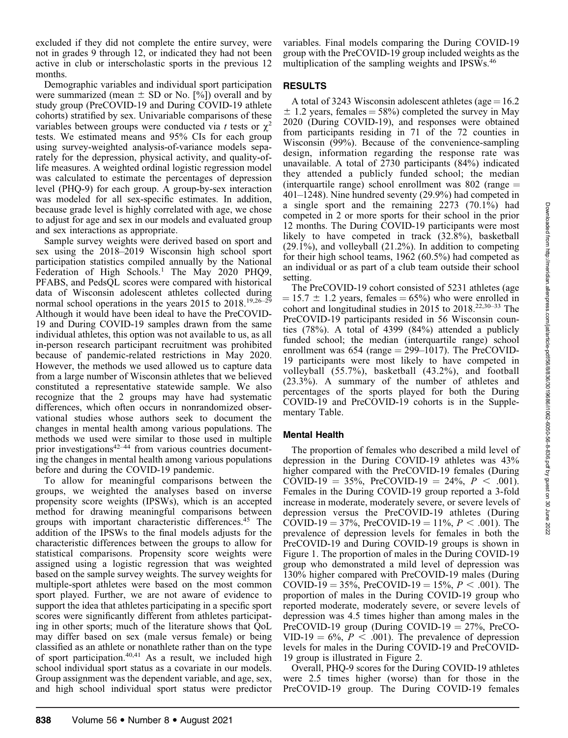excluded if they did not complete the entire survey, were not in grades 9 through 12, or indicated they had not been active in club or interscholastic sports in the previous 12 months.

Demographic variables and individual sport participation were summarized (mean ± SD or No. [%]) overall and by study group (PreCOVID-19 and During COVID-19 athlete cohorts) stratified by sex. Univariable comparisons of these variables between groups were conducted via $t$ tests or $\chi^2$ tests. We estimated means and 95% CIs for each group using survey-weighted analysis-of-variance models separately for the depression, physical activity, and quality-of-life measures. A weighted ordinal logistic regression model was calculated to estimate the percentages of depression level (PHQ-9) for each group. A group-by-sex interaction was modeled for all sex-specific estimates. In addition, because grade level is highly correlated with age, we chose to adjust for age and sex in our models and evaluated group and sex interactions as appropriate.

Sample survey weights were derived based on sport and sex using the 2018–2019 Wisconsin high school sport participation statistics compiled annually by the National Federation of High Schools.[1] The May 2020 PHQ9, PFABS, and PedsQL scores were compared with historical data of Wisconsin adolescent athletes collected during normal school operations in the years 2015 to 2018.[19,26–29] Although it would have been ideal to have the PreCOVID-19 and During COVID-19 samples drawn from the same individual athletes, this option was not available to us, as all in-person research participant recruitment was prohibited because of pandemic-related restrictions in May 2020. However, the methods we used allowed us to capture data from a large number of Wisconsin athletes that we believed constituted a representative statewide sample. We also recognize that the 2 groups may have had systematic differences, which often occurs in nonrandomized observational studies whose authors seek to document the changes in mental health among various populations. The methods we used were similar to those used in multiple prior investigations[42–44] from various countries documenting the changes in mental health among various populations before and during the COVID-19 pandemic.

To allow for meaningful comparisons between the groups, we weighted the analyses based on inverse propensity score weights (IPSWs), which is an accepted method for drawing meaningful comparisons between groups with important characteristic differences.[45] The addition of the IPSWs to the final models adjusts for the characteristic differences between the groups to allow for statistical comparisons. Propensity score weights were assigned using a logistic regression that was weighted based on the sample survey weights. The survey weights for multiple-sport athletes were based on the most common sport played. Further, we are not aware of evidence to support the idea that athletes participating in a specific sport scores were significantly different from athletes participating in other sports; much of the literature shows that QoL may differ based on sex (male versus female) or being classified as an athlete or nonathlete rather than on the type of sport participation.[40,41] As a result, we included high school individual sport status as a covariate in our models. Group assignment was the dependent variable, and age, sex, and high school individual sport status were predictor variables. Final models comparing the During COVID-19 group with the PreCOVID-19 group included weights as the multiplication of the sampling weights and IPSWs.[46]

## RESULTS

A total of 3243 Wisconsin adolescent athletes (age = 16.2 ± 1.2 years, females = 58%) completed the survey in May 2020 (During COVID-19), and responses were obtained from participants residing in 71 of the 72 counties in Wisconsin (99%). Because of the convenience-sampling design, information regarding the response rate was unavailable. A total of 2730 participants (84%) indicated they attended a publicly funded school; the median (interquartile range) school enrollment was 802 (range = 401–1248). Nine hundred seventy (29.9%) had competed in a single sport and the remaining 2273 (70.1%) had competed in 2 or more sports for their school in the prior 12 months. The During COVID-19 participants were most likely to have competed in track (32.8%), basketball (29.1%), and volleyball (21.2%). In addition to competing for their high school teams, 1962 (60.5%) had competed as an individual or as part of a club team outside their school setting.

The PreCOVID-19 cohort consisted of 5231 athletes (age = 15.7 ± 1.2 years, females = 65%) who were enrolled in cohort and longitudinal studies in 2015 to 2018.[22,30–33] The PreCOVID-19 participants resided in 56 Wisconsin counties (78%). A total of 4399 (84%) attended a publicly funded school; the median (interquartile range) school enrollment was 654 (range = 299–1017). The PreCOVID-19 participants were most likely to have competed in volleyball (55.7%), basketball (43.2%), and football (23.3%). A summary of the number of athletes and percentages of the sports played for both the During COVID-19 and PreCOVID-19 cohorts is in the Supplementary Table.

### Mental Health

The proportion of females who described a mild level of depression in the During COVID-19 athletes was 43% higher compared with the PreCOVID-19 females (During COVID-19 = 35%, PreCOVID-19 = 24%, $P < .001$). Females in the During COVID-19 group reported a 3-fold increase in moderate, moderately severe, or severe levels of depression versus the PreCOVID-19 athletes (During COVID-19 = 37%, PreCOVID-19 = 11%, $P < .001$). The prevalence of depression levels for females in both the PreCOVID-19 and During COVID-19 groups is shown in Figure 1. The proportion of males in the During COVID-19 group who demonstrated a mild level of depression was 130% higher compared with PreCOVID-19 males (During COVID-19 = 35%, PreCOVID-19 = 15%, $P < .001$). The proportion of males in the During COVID-19 group who reported moderate, moderately severe, or severe levels of depression was 4.5 times higher than among males in the PreCOVID-19 group (During COVID-19 = 27%, PreCOVID-19 = 6%, $P < .001$). The prevalence of depression levels for males in the During COVID-19 and PreCOVID-19 group is illustrated in Figure 2.

Overall, PHQ-9 scores for the During COVID-19 athletes were 2.5 times higher (worse) than for those in the PreCOVID-19 group. The During COVID-19 females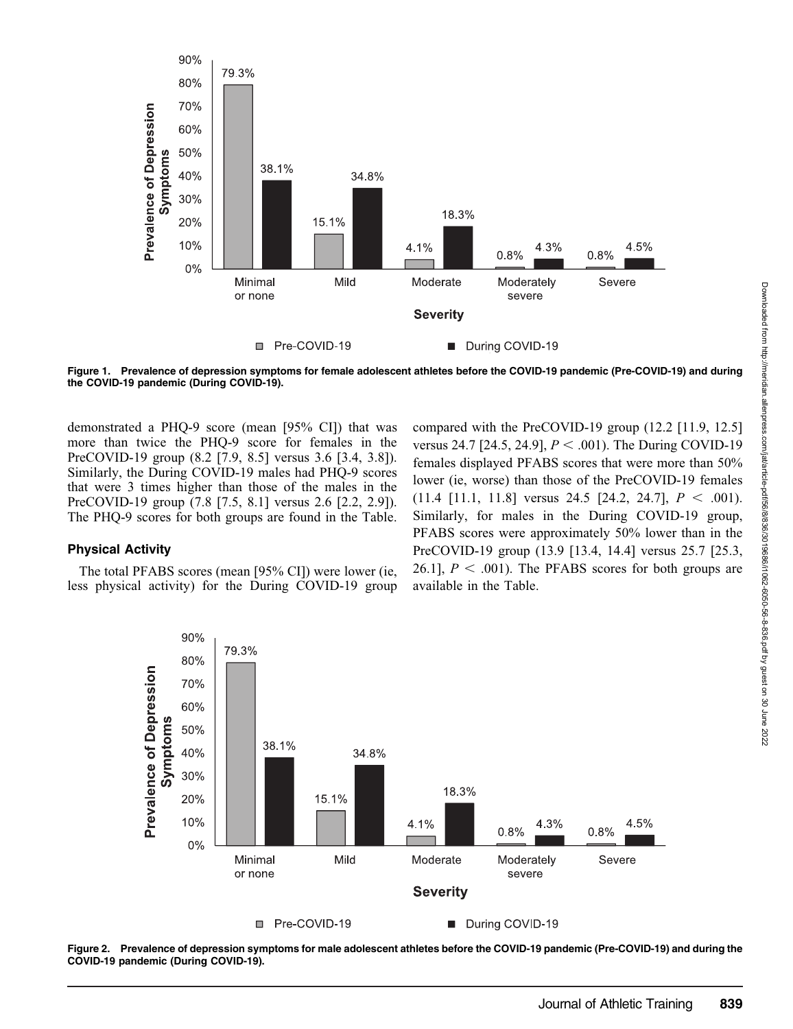**Figure 1. Prevalence of depression symptoms for female adolescent athletes before the COVID-19 pandemic (Pre-COVID-19) and during the COVID-19 pandemic (During COVID-19).**

demonstrated a PHQ-9 score (mean [95% CI]) that was more than twice the PHQ-9 score for females in the PreCOVID-19 group (8.2 [7.9, 8.5] versus 3.6 [3.4, 3.8]). Similarly, the During COVID-19 males had PHQ-9 scores that were 3 times higher than those of the males in the PreCOVID-19 group (7.8 [7.5, 8.1] versus 2.6 [2.2, 2.9]). The PHQ-9 scores for both groups are found in the Table.

### Physical Activity

The total PFABS scores (mean [95% CI]) were lower (ie, less physical activity) for the During COVID-19 group compared with the PreCOVID-19 group (12.2 [11.9, 12.5] versus 24.7 [24.5, 24.9], $P < .001$). The During COVID-19 females displayed PFABS scores that were more than 50% lower (ie, worse) than those of the PreCOVID-19 females (11.4 [11.1, 11.8] versus 24.5 [24.2, 24.7], $P < .001$). Similarly, for males in the During COVID-19 group, PFABS scores were approximately 50% lower than in the PreCOVID-19 group (13.9 [13.4, 14.4] versus 25.7 [25.3, 26.1], $P < .001$). The PFABS scores for both groups are available in the Table.

**Figure 2. Prevalence of depression symptoms for male adolescent athletes before the COVID-19 pandemic (Pre-COVID-19) and during the COVID-19 pandemic (During COVID-19).**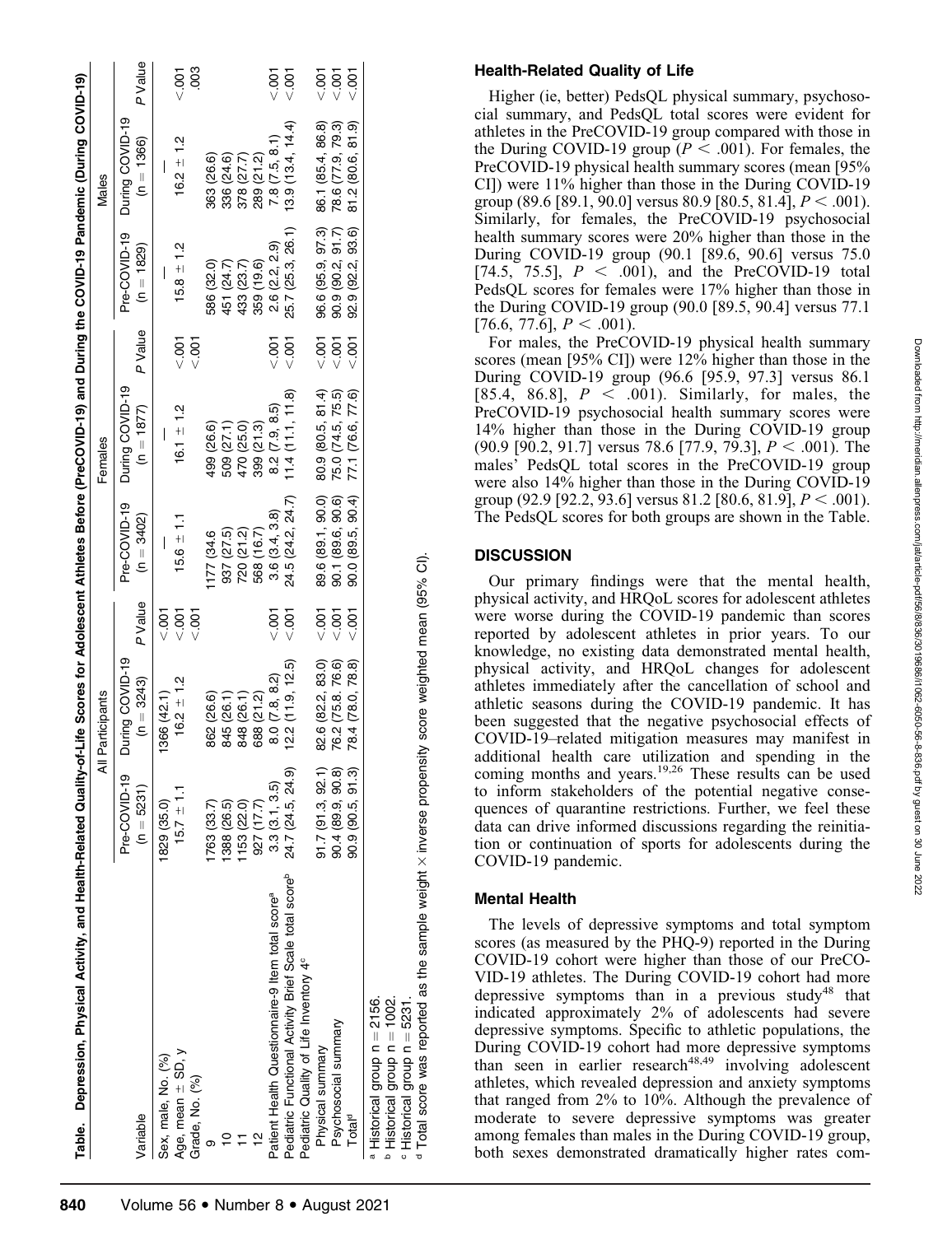Table. Depression, Physical Activity, and Health-Related Quality-of-Life Scores for Adolescent Athletes Before (PreCOVID-19) and During the COVID-19 Pandemic (During COVID-19)

| Variable | All Participants | | | Females | | | Males | | |
|---|---|---|---|---|---|---|---|---|---|
| | Pre-COVID-19 (n = 5231) | During COVID-19 (n = 3243) | P Value | Pre-COVID-19 (n = 3402) | During COVID-19 (n = 1877) | P Value | Pre-COVID-19 (n = 1829) | During COVID-19 (n = 1366) | P Value |
| Sex, male, No. (%) | 1829 (35.0) | 1366 (42.1) | <.001 | — | — | | — | — | |
| Age, mean ± SD, y | 15.7 ± 1.1 | 16.2 ± 1.2 | <.001 | 15.6 ± 1.1 | 16.1 ± 1.2 | <.001 | 15.8 ± 1.2 | 16.2 ± 1.2 | <.001 |
| Grade, No. (%) | | | <.001 | | | <.001 | | | .003 |
| 9 | 1763 (33.7) | 862 (26.6) | | 1177 (34.6 | 499 (26.6) | | 586 (32.0) | 363 (26.6) | |
| 10 | 1388 (26.5) | 845 (26.1) | | 937 (27.5) | 509 (27.1) | | 451 (24.7) | 336 (24.6) | |
| 11 | 1153 (22.0) | 848 (26.1) | | 720 (21.2) | 470 (25.0) | | 433 (23.7) | 378 (27.7) | |
| 12 | 927 (17.7) | 688 (21.2) | | 568 (16.7) | 399 (21.3) | | 359 (19.6) | 289 (21.2) | |
| Patient Health Questionnaire-9 Item total score[a] | 3.3 (3.1, 3.5) | 8.0 (7.8, 8.2) | <.001 | 3.6 (3.4, 3.8) | 8.2 (7.9, 8.5) | <.001 | 2.6 (2.2, 2.9) | 7.8 (7.5, 8.1) | <.001 |
| Pediatric Functional Activity Brief Scale total score[b] | 24.7 (24.5, 24.9) | 12.2 (11.9, 12.5) | <.001 | 24.5 (24.2, 24.7) | 11.4 (11.1, 11.8) | <.001 | 25.7 (25.3, 26.1) | 13.9 (13.4, 14.4) | <.001 |
| Pediatric Quality of Life Inventory 4[c] | | | | | | | | | |
| Physical summary | 91.7 (91.3, 92.1) | 82.6 (82.2, 83.0) | <.001 | 89.6 (89.1, 90.0) | 80.9 (80.5, 81.4) | <.001 | 96.6 (95.9, 97.3) | 86.1 (85.4, 86.8) | <.001 |
| Psychosocial summary | 90.4 (89.9, 90.8) | 76.2 (75.8. 76.6) | <.001 | 90.1 (89.6, 90.6) | 75.0 (74.5, 75.5) | <.001 | 90.9 (90.2, 91.7) | 78.6 (77.9, 79.3) | <.001 |
| Total[d] | 90.9 (90.5, 91.3) | 78.4 (78.0, 78.8) | <.001 | 90.0 (89.5, 90.4) | 77.1 (76.6, 77.6) | <.001 | 92.9 (92.2, 93.6) | 81.2 (80.6, 81.9) | <.001 |

[a] Historical group n = 2156.
[b] Historical group n = 1002.
[c] Historical group n = 5231.
[d] Total score was reported as the sample weight × inverse propensity score weighted mean (95% CI).

## Health-Related Quality of Life

Higher (ie, better) PedsQL physical summary, psychosocial summary, and PedsQL total scores were evident for athletes in the PreCOVID-19 group compared with those in the During COVID-19 group ($P < .001$). For females, the PreCOVID-19 physical health summary scores (mean [95% CI]) were 11% higher than those in the During COVID-19 group (89.6 [89.1, 90.0] versus 80.9 [80.5, 81.4], $P < .001$). Similarly, for females, the PreCOVID-19 psychosocial health summary scores were 20% higher than those in the During COVID-19 group (90.1 [89.6, 90.6] versus 75.0 [74.5, 75.5], $P < .001$), and the PreCOVID-19 total PedsQL scores for females were 17% higher than those in the During COVID-19 group (90.0 [89.5, 90.4] versus 77.1 [76.6, 77.6], $P < .001$).

For males, the PreCOVID-19 physical health summary scores (mean [95% CI]) were 12% higher than those in the During COVID-19 group (96.6 [95.9, 97.3] versus 86.1 [85.4, 86.8], $P < .001$). Similarly, for males, the PreCOVID-19 psychosocial health summary scores were 14% higher than those in the During COVID-19 group (90.9 [90.2, 91.7] versus 78.6 [77.9, 79.3], $P < .001$). The males' PedsQL total scores in the PreCOVID-19 group were also 14% higher than those in the During COVID-19 group (92.9 [92.2, 93.6] versus 81.2 [80.6, 81.9], $P < .001$). The PedsQL scores for both groups are shown in the Table.

## DISCUSSION

Our primary findings were that the mental health, physical activity, and HRQoL scores for adolescent athletes were worse during the COVID-19 pandemic than scores reported by adolescent athletes in prior years. To our knowledge, no existing data demonstrated mental health, physical activity, and HRQoL changes for adolescent athletes immediately after the cancellation of school and athletic seasons during the COVID-19 pandemic. It has been suggested that the negative psychosocial effects of COVID-19–related mitigation measures may manifest in additional health care utilization and spending in the coming months and years.[19,26] These results can be used to inform stakeholders of the potential negative consequences of quarantine restrictions. Further, we feel these data can drive informed discussions regarding the reinitiation or continuation of sports for adolescents during the COVID-19 pandemic.

### Mental Health

The levels of depressive symptoms and total symptom scores (as measured by the PHQ-9) reported in the During COVID-19 cohort were higher than those of our PreCOVID-19 athletes. The During COVID-19 cohort had more depressive symptoms than in a previous study[48] that indicated approximately 2% of adolescents had severe depressive symptoms. Specific to athletic populations, the During COVID-19 cohort had more depressive symptoms than seen in earlier research[48,49] involving adolescent athletes, which revealed depression and anxiety symptoms that ranged from 2% to 10%. Although the prevalence of moderate to severe depressive symptoms was greater among females than males in the During COVID-19 group, both sexes demonstrated dramatically higher rates com-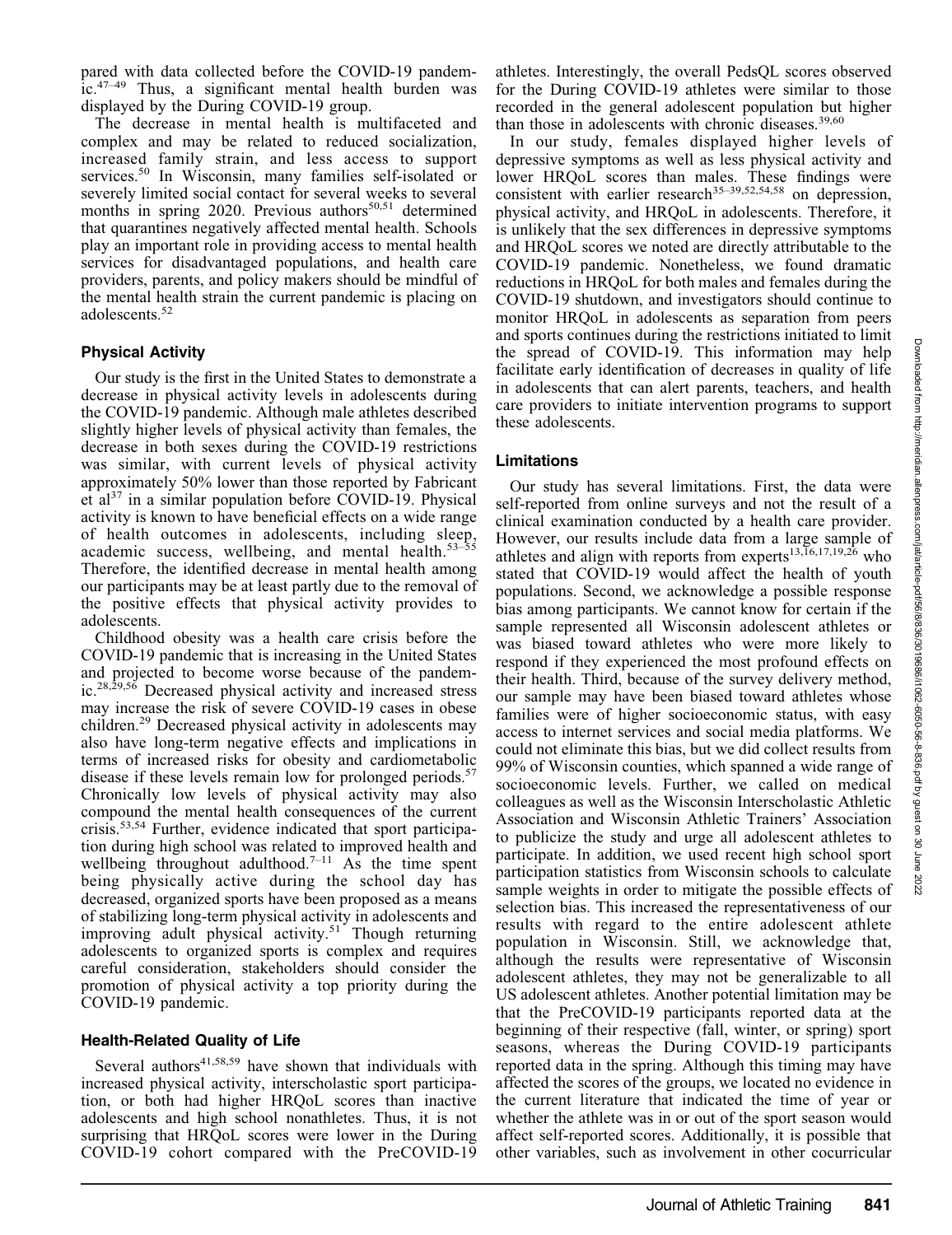pared with data collected before the COVID-19 pandemic.[47–49] Thus, a significant mental health burden was displayed by the During COVID-19 group.

The decrease in mental health is multifaceted and complex and may be related to reduced socialization, increased family strain, and less access to support services.[50] In Wisconsin, many families self-isolated or severely limited social contact for several weeks to several months in spring 2020. Previous authors[50,51] determined that quarantines negatively affected mental health. Schools play an important role in providing access to mental health services for disadvantaged populations, and health care providers, parents, and policy makers should be mindful of the mental health strain the current pandemic is placing on adolescents.[52]

### Physical Activity

Our study is the first in the United States to demonstrate a decrease in physical activity levels in adolescents during the COVID-19 pandemic. Although male athletes described slightly higher levels of physical activity than females, the decrease in both sexes during the COVID-19 restrictions was similar, with current levels of physical activity approximately 50% lower than those reported by Fabricant et al[37] in a similar population before COVID-19. Physical activity is known to have beneficial effects on a wide range of health outcomes in adolescents, including sleep, academic success, wellbeing, and mental health.[53–55] Therefore, the identified decrease in mental health among our participants may be at least partly due to the removal of the positive effects that physical activity provides to adolescents.

Childhood obesity was a health care crisis before the COVID-19 pandemic that is increasing in the United States and projected to become worse because of the pandemic.[28,29,56] Decreased physical activity and increased stress may increase the risk of severe COVID-19 cases in obese children.[29] Decreased physical activity in adolescents may also have long-term negative effects and implications in terms of increased risks for obesity and cardiometabolic disease if these levels remain low for prolonged periods.[57] Chronically low levels of physical activity may also compound the mental health consequences of the current crisis.[53,54] Further, evidence indicated that sport participation during high school was related to improved health and wellbeing throughout adulthood.[7–11] As the time spent being physically active during the school day has decreased, organized sports have been proposed as a means of stabilizing long-term physical activity in adolescents and improving adult physical activity.[51] Though returning adolescents to organized sports is complex and requires careful consideration, stakeholders should consider the promotion of physical activity a top priority during the COVID-19 pandemic.

### Health-Related Quality of Life

Several authors[41,58,59] have shown that individuals with increased physical activity, interscholastic sport participation, or both had higher HRQoL scores than inactive adolescents and high school nonathletes. Thus, it is not surprising that HRQoL scores were lower in the During COVID-19 cohort compared with the PreCOVID-19 athletes. Interestingly, the overall PedsQL scores observed for the During COVID-19 athletes were similar to those recorded in the general adolescent population but higher than those in adolescents with chronic diseases.[39,60]

In our study, females displayed higher levels of depressive symptoms as well as less physical activity and lower HRQoL scores than males. These findings were consistent with earlier research[35–39,52,54,58] on depression, physical activity, and HRQoL in adolescents. Therefore, it is unlikely that the sex differences in depressive symptoms and HRQoL scores we noted are directly attributable to the COVID-19 pandemic. Nonetheless, we found dramatic reductions in HRQoL for both males and females during the COVID-19 shutdown, and investigators should continue to monitor HRQoL in adolescents as separation from peers and sports continues during the restrictions initiated to limit the spread of COVID-19. This information may help facilitate early identification of decreases in quality of life in adolescents that can alert parents, teachers, and health care providers to initiate intervention programs to support these adolescents.

### Limitations

Our study has several limitations. First, the data were self-reported from online surveys and not the result of a clinical examination conducted by a health care provider. However, our results include data from a large sample of athletes and align with reports from experts[13,16,17,19,26] who stated that COVID-19 would affect the health of youth populations. Second, we acknowledge a possible response bias among participants. We cannot know for certain if the sample represented all Wisconsin adolescent athletes or was biased toward athletes who were more likely to respond if they experienced the most profound effects on their health. Third, because of the survey delivery method, our sample may have been biased toward athletes whose families were of higher socioeconomic status, with easy access to internet services and social media platforms. We could not eliminate this bias, but we did collect results from 99% of Wisconsin counties, which spanned a wide range of socioeconomic levels. Further, we called on medical colleagues as well as the Wisconsin Interscholastic Athletic Association and Wisconsin Athletic Trainers' Association to publicize the study and urge all adolescent athletes to participate. In addition, we used recent high school sport participation statistics from Wisconsin schools to calculate sample weights in order to mitigate the possible effects of selection bias. This increased the representativeness of our results with regard to the entire adolescent athlete population in Wisconsin. Still, we acknowledge that, although the results were representative of Wisconsin adolescent athletes, they may not be generalizable to all US adolescent athletes. Another potential limitation may be that the PreCOVID-19 participants reported data at the beginning of their respective (fall, winter, or spring) sport seasons, whereas the During COVID-19 participants reported data in the spring. Although this timing may have affected the scores of the groups, we located no evidence in the current literature that indicated the time of year or whether the athlete was in or out of the sport season would affect self-reported scores. Additionally, it is possible that other variables, such as involvement in other cocurricular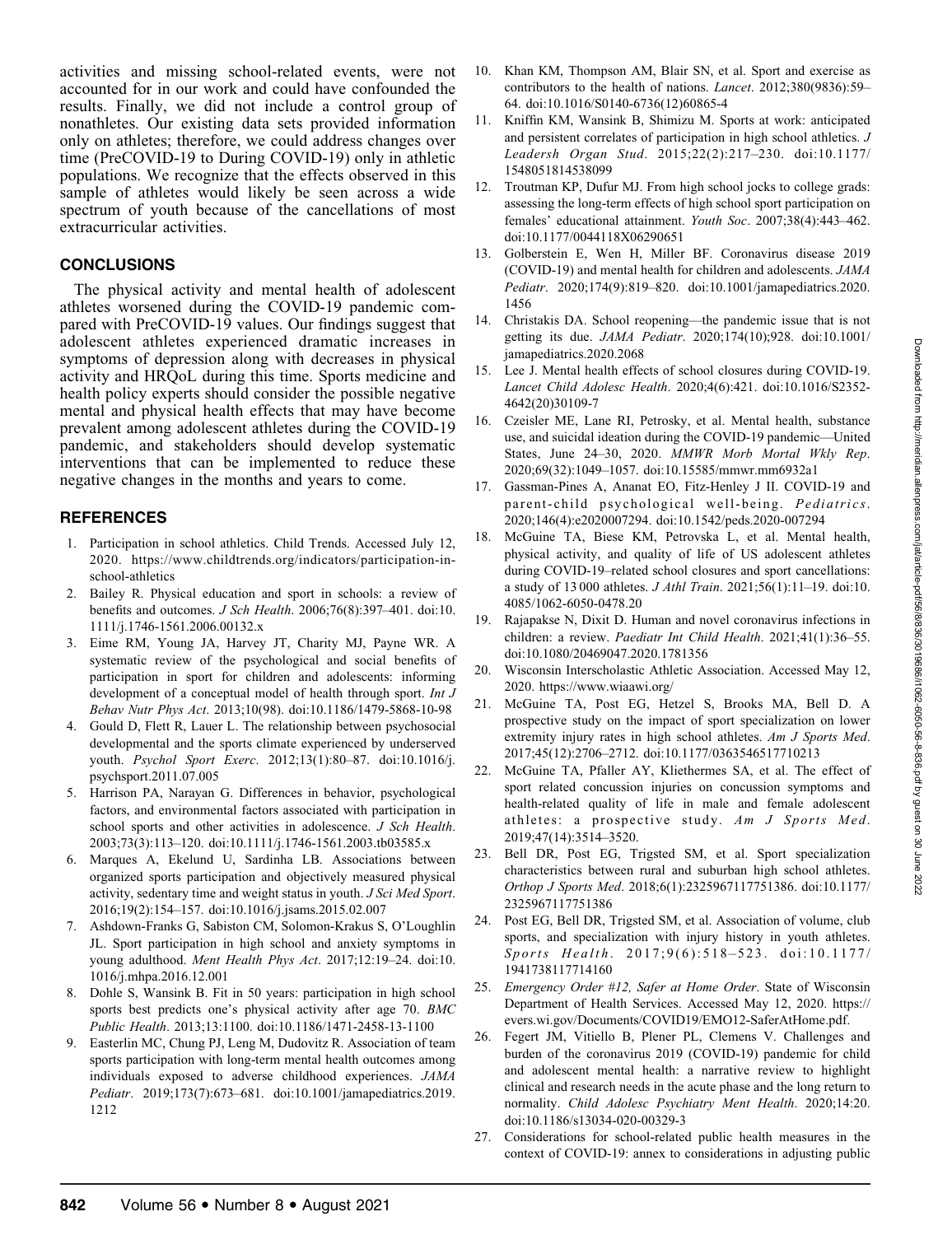activities and missing school-related events, were not accounted for in our work and could have confounded the results. Finally, we did not include a control group of nonathletes. Our existing data sets provided information only on athletes; therefore, we could address changes over time (PreCOVID-19 to During COVID-19) only in athletic populations. We recognize that the effects observed in this sample of athletes would likely be seen across a wide spectrum of youth because of the cancellations of most extracurricular activities.

## CONCLUSIONS

The physical activity and mental health of adolescent athletes worsened during the COVID-19 pandemic compared with PreCOVID-19 values. Our findings suggest that adolescent athletes experienced dramatic increases in symptoms of depression along with decreases in physical activity and HRQoL during this time. Sports medicine and health policy experts should consider the possible negative mental and physical health effects that may have become prevalent among adolescent athletes during the COVID-19 pandemic, and stakeholders should develop systematic interventions that can be implemented to reduce these negative changes in the months and years to come.

## REFERENCES

1. Participation in school athletics. Child Trends. Accessed July 12, 2020. https://www.childtrends.org/indicators/participation-in-school-athletics
2. Bailey R. Physical education and sport in schools: a review of benefits and outcomes. *J Sch Health*. 2006;76(8):397–401. doi:10.1111/j.1746-1561.2006.00132.x
3. Eime RM, Young JA, Harvey JT, Charity MJ, Payne WR. A systematic review of the psychological and social benefits of participation in sport for children and adolescents: informing development of a conceptual model of health through sport. *Int J Behav Nutr Phys Act*. 2013;10(98). doi:10.1186/1479-5868-10-98
4. Gould D, Flett R, Lauer L. The relationship between psychosocial developmental and the sports climate experienced by underserved youth. *Psychol Sport Exerc*. 2012;13(1):80–87. doi:10.1016/j.psychsport.2011.07.005
5. Harrison PA, Narayan G. Differences in behavior, psychological factors, and environmental factors associated with participation in school sports and other activities in adolescence. *J Sch Health*. 2003;73(3):113–120. doi:10.1111/j.1746-1561.2003.tb03585.x
6. Marques A, Ekelund U, Sardinha LB. Associations between organized sports participation and objectively measured physical activity, sedentary time and weight status in youth. *J Sci Med Sport*. 2016;19(2):154–157. doi:10.1016/j.jsams.2015.02.007
7. Ashdown-Franks G, Sabiston CM, Solomon-Krakus S, O'Loughlin JL. Sport participation in high school and anxiety symptoms in young adulthood. *Ment Health Phys Act*. 2017;12:19–24. doi:10.1016/j.mhpa.2016.12.001
8. Dohle S, Wansink B. Fit in 50 years: participation in high school sports best predicts one's physical activity after age 70. *BMC Public Health*. 2013;13:1100. doi:10.1186/1471-2458-13-1100
9. Easterlin MC, Chung PJ, Leng M, Dudovitz R. Association of team sports participation with long-term mental health outcomes among individuals exposed to adverse childhood experiences. *JAMA Pediatr*. 2019;173(7):673–681. doi:10.1001/jamapediatrics.2019.1212
10. Khan KM, Thompson AM, Blair SN, et al. Sport and exercise as contributors to the health of nations. *Lancet*. 2012;380(9836):59–64. doi:10.1016/S0140-6736(12)60865-4
11. Kniffin KM, Wansink B, Shimizu M. Sports at work: anticipated and persistent correlates of participation in high school athletics. *J Leadersh Organ Stud*. 2015;22(2):217–230. doi:10.1177/1548051814538099
12. Troutman KP, Dufur MJ. From high school jocks to college grads: assessing the long-term effects of high school sport participation on females' educational attainment. *Youth Soc*. 2007;38(4):443–462. doi:10.1177/0044118X06290651
13. Golberstein E, Wen H, Miller BF. Coronavirus disease 2019 (COVID-19) and mental health for children and adolescents. *JAMA Pediatr*. 2020;174(9):819–820. doi:10.1001/jamapediatrics.2020.1456
14. Christakis DA. School reopening—the pandemic issue that is not getting its due. *JAMA Pediatr*. 2020;174(10);928. doi:10.1001/jamapediatrics.2020.2068
15. Lee J. Mental health effects of school closures during COVID-19. *Lancet Child Adolesc Health*. 2020;4(6):421. doi:10.1016/S2352-4642(20)30109-7
16. Czeisler ME, Lane RI, Petrosky, et al. Mental health, substance use, and suicidal ideation during the COVID-19 pandemic—United States, June 24–30, 2020. *MMWR Morb Mortal Wkly Rep*. 2020;69(32):1049–1057. doi:10.15585/mmwr.mm6932a1
17. Gassman-Pines A, Ananat EO, Fitz-Henley J II. COVID-19 and parent-child psychological well-being. *Pediatrics*. 2020;146(4):e2020007294. doi:10.1542/peds.2020-007294
18. McGuine TA, Biese KM, Petrovska L, et al. Mental health, physical activity, and quality of life of US adolescent athletes during COVID-19–related school closures and sport cancellations: a study of 13 000 athletes. *J Athl Train*. 2021;56(1):11–19. doi:10.4085/1062-6050-0478.20
19. Rajapakse N, Dixit D. Human and novel coronavirus infections in children: a review. *Paediatr Int Child Health*. 2021;41(1):36–55. doi:10.1080/20469047.2020.1781356
20. Wisconsin Interscholastic Athletic Association. Accessed May 12, 2020. https://www.wiaawi.org/
21. McGuine TA, Post EG, Hetzel S, Brooks MA, Bell D. A prospective study on the impact of sport specialization on lower extremity injury rates in high school athletes. *Am J Sports Med*. 2017;45(12):2706–2712. doi:10.1177/0363546517710213
22. McGuine TA, Pfaller AY, Kliethermes SA, et al. The effect of sport related concussion injuries on concussion symptoms and health-related quality of life in male and female adolescent athletes: a prospective study. *Am J Sports Med*. 2019;47(14):3514–3520.
23. Bell DR, Post EG, Trigsted SM, et al. Sport specialization characteristics between rural and suburban high school athletes. *Orthop J Sports Med*. 2018;6(1):2325967117751386. doi:10.1177/2325967117751386
24. Post EG, Bell DR, Trigsted SM, et al. Association of volume, club sports, and specialization with injury history in youth athletes. *Sports Health*. 2017;9(6):518–523. doi:10.1177/1941738117714160
25. *Emergency Order #12, Safer at Home Order*. State of Wisconsin Department of Health Services. Accessed May 12, 2020. https://evers.wi.gov/Documents/COVID19/EMO12-SaferAtHome.pdf.
26. Fegert JM, Vitiello B, Plener PL, Clemens V. Challenges and burden of the coronavirus 2019 (COVID-19) pandemic for child and adolescent mental health: a narrative review to highlight clinical and research needs in the acute phase and the long return to normality. *Child Adolesc Psychiatry Ment Health*. 2020;14:20. doi:10.1186/s13034-020-00329-3
27. Considerations for school-related public health measures in the context of COVID-19: annex to considerations in adjusting public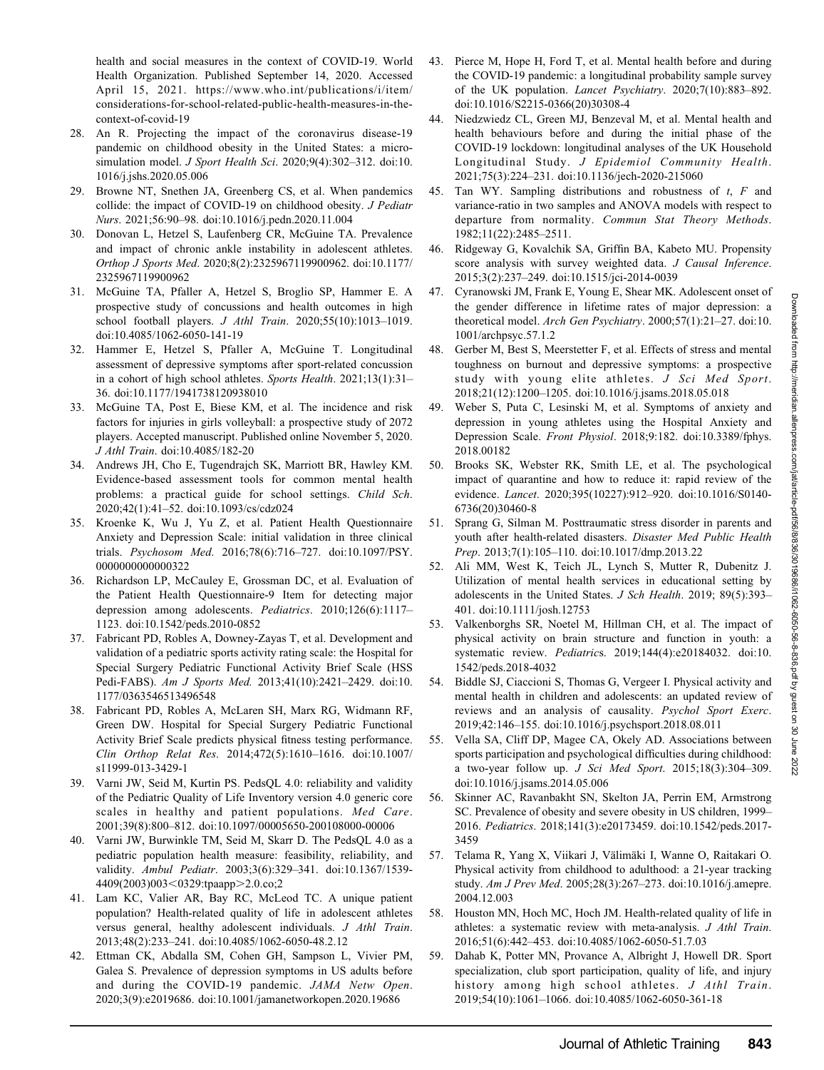health and social measures in the context of COVID-19. World Health Organization. Published September 14, 2020. Accessed April 15, 2021. https://www.who.int/publications/i/item/considerations-for-school-related-public-health-measures-in-the-context-of-covid-19

28. An R. Projecting the impact of the coronavirus disease-19 pandemic on childhood obesity in the United States: a microsimulation model. *J Sport Health Sci*. 2020;9(4):302–312. doi:10.1016/j.jshs.2020.05.006
29. Browne NT, Snethen JA, Greenberg CS, et al. When pandemics collide: the impact of COVID-19 on childhood obesity. *J Pediatr Nurs*. 2021;56:90–98. doi:10.1016/j.pedn.2020.11.004
30. Donovan L, Hetzel S, Laufenberg CR, McGuine TA. Prevalence and impact of chronic ankle instability in adolescent athletes. *Orthop J Sports Med*. 2020;8(2):2325967119900962. doi:10.1177/2325967119900962
31. McGuine TA, Pfaller A, Hetzel S, Broglio SP, Hammer E. A prospective study of concussions and health outcomes in high school football players. *J Athl Train*. 2020;55(10):1013–1019. doi:10.4085/1062-6050-141-19
32. Hammer E, Hetzel S, Pfaller A, McGuine T. Longitudinal assessment of depressive symptoms after sport-related concussion in a cohort of high school athletes. *Sports Health*. 2021;13(1):31–36. doi:10.1177/1941738120938010
33. McGuine TA, Post E, Biese KM, et al. The incidence and risk factors for injuries in girls volleyball: a prospective study of 2072 players. Accepted manuscript. Published online November 5, 2020. *J Athl Train*. doi:10.4085/182-20
34. Andrews JH, Cho E, Tugendrajch SK, Marriott BR, Hawley KM. Evidence-based assessment tools for common mental health problems: a practical guide for school settings. *Child Sch*. 2020;42(1):41–52. doi:10.1093/cs/cdz024
35. Kroenke K, Wu J, Yu Z, et al. Patient Health Questionnaire Anxiety and Depression Scale: initial validation in three clinical trials. *Psychosom Med*. 2016;78(6):716–727. doi:10.1097/PSY.0000000000000322
36. Richardson LP, McCauley E, Grossman DC, et al. Evaluation of the Patient Health Questionnaire-9 Item for detecting major depression among adolescents. *Pediatrics*. 2010;126(6):1117–1123. doi:10.1542/peds.2010-0852
37. Fabricant PD, Robles A, Downey-Zayas T, et al. Development and validation of a pediatric sports activity rating scale: the Hospital for Special Surgery Pediatric Functional Activity Brief Scale (HSS Pedi-FABS). *Am J Sports Med*. 2013;41(10):2421–2429. doi:10.1177/0363546513496548
38. Fabricant PD, Robles A, McLaren SH, Marx RG, Widmann RF, Green DW. Hospital for Special Surgery Pediatric Functional Activity Brief Scale predicts physical fitness testing performance. *Clin Orthop Relat Res*. 2014;472(5):1610–1616. doi:10.1007/s11999-013-3429-1
39. Varni JW, Seid M, Kurtin PS. PedsQL 4.0: reliability and validity of the Pediatric Quality of Life Inventory version 4.0 generic core scales in healthy and patient populations. *Med Care*. 2001;39(8):800–812. doi:10.1097/00005650-200108000-00006
40. Varni JW, Burwinkle TM, Seid M, Skarr D. The PedsQL 4.0 as a pediatric population health measure: feasibility, reliability, and validity. *Ambul Pediatr*. 2003;3(6):329–341. doi:10.1367/1539-4409(2003)003<0329:tpaapp>2.0.co;2
41. Lam KC, Valier AR, Bay RC, McLeod TC. A unique patient population? Health-related quality of life in adolescent athletes versus general, healthy adolescent individuals. *J Athl Train*. 2013;48(2):233–241. doi:10.4085/1062-6050-48.2.12
42. Ettman CK, Abdalla SM, Cohen GH, Sampson L, Vivier PM, Galea S. Prevalence of depression symptoms in US adults before and during the COVID-19 pandemic. *JAMA Netw Open*. 2020;3(9):e2019686. doi:10.1001/jamanetworkopen.2020.19686
43. Pierce M, Hope H, Ford T, et al. Mental health before and during the COVID-19 pandemic: a longitudinal probability sample survey of the UK population. *Lancet Psychiatry*. 2020;7(10):883–892. doi:10.1016/S2215-0366(20)30308-4
44. Niedzwiedz CL, Green MJ, Benzeval M, et al. Mental health and health behaviours before and during the initial phase of the COVID-19 lockdown: longitudinal analyses of the UK Household Longitudinal Study. *J Epidemiol Community Health*. 2021;75(3):224–231. doi:10.1136/jech-2020-215060
45. Tan WY. Sampling distributions and robustness of *t*, *F* and variance-ratio in two samples and ANOVA models with respect to departure from normality. *Commun Stat Theory Methods*. 1982;11(22):2485–2511.
46. Ridgeway G, Kovalchik SA, Griffin BA, Kabeto MU. Propensity score analysis with survey weighted data. *J Causal Inference*. 2015;3(2):237–249. doi:10.1515/jci-2014-0039
47. Cyranowski JM, Frank E, Young E, Shear MK. Adolescent onset of the gender difference in lifetime rates of major depression: a theoretical model. *Arch Gen Psychiatry*. 2000;57(1):21–27. doi:10.1001/archpsyc.57.1.2
48. Gerber M, Best S, Meerstetter F, et al. Effects of stress and mental toughness on burnout and depressive symptoms: a prospective study with young elite athletes. *J Sci Med Sport*. 2018;21(12):1200–1205. doi:10.1016/j.jsams.2018.05.018
49. Weber S, Puta C, Lesinski M, et al. Symptoms of anxiety and depression in young athletes using the Hospital Anxiety and Depression Scale. *Front Physiol*. 2018;9:182. doi:10.3389/fphys.2018.00182
50. Brooks SK, Webster RK, Smith LE, et al. The psychological impact of quarantine and how to reduce it: rapid review of the evidence. *Lancet*. 2020;395(10227):912–920. doi:10.1016/S0140-6736(20)30460-8
51. Sprang G, Silman M. Posttraumatic stress disorder in parents and youth after health-related disasters. *Disaster Med Public Health Prep*. 2013;7(1):105–110. doi:10.1017/dmp.2013.22
52. Ali MM, West K, Teich JL, Lynch S, Mutter R, Dubenitz J. Utilization of mental health services in educational setting by adolescents in the United States. *J Sch Health*. 2019; 89(5):393–401. doi:10.1111/josh.12753
53. Valkenborghs SR, Noetel M, Hillman CH, et al. The impact of physical activity on brain structure and function in youth: a systematic review. *Pediatrics*. 2019;144(4):e20184032. doi:10.1542/peds.2018-4032
54. Biddle SJ, Ciaccioni S, Thomas G, Vergeer I. Physical activity and mental health in children and adolescents: an updated review of reviews and an analysis of causality. *Psychol Sport Exerc*. 2019;42:146–155. doi:10.1016/j.psychsport.2018.08.011
55. Vella SA, Cliff DP, Magee CA, Okely AD. Associations between sports participation and psychological difficulties during childhood: a two-year follow up. *J Sci Med Sport*. 2015;18(3):304–309. doi:10.1016/j.jsams.2014.05.006
56. Skinner AC, Ravanbakht SN, Skelton JA, Perrin EM, Armstrong SC. Prevalence of obesity and severe obesity in US children, 1999–2016. *Pediatrics*. 2018;141(3):e20173459. doi:10.1542/peds.2017-3459
57. Telama R, Yang X, Viikari J, Välimäki I, Wanne O, Raitakari O. Physical activity from childhood to adulthood: a 21-year tracking study. *Am J Prev Med*. 2005;28(3):267–273. doi:10.1016/j.amepre.2004.12.003
58. Houston MN, Hoch MC, Hoch JM. Health-related quality of life in athletes: a systematic review with meta-analysis. *J Athl Train*. 2016;51(6):442–453. doi:10.4085/1062-6050-51.7.03
59. Dahab K, Potter MN, Provance A, Albright J, Howell DR. Sport specialization, club sport participation, quality of life, and injury history among high school athletes. *J Athl Train*. 2019;54(10):1061–1066. doi:10.4085/1062-6050-361-18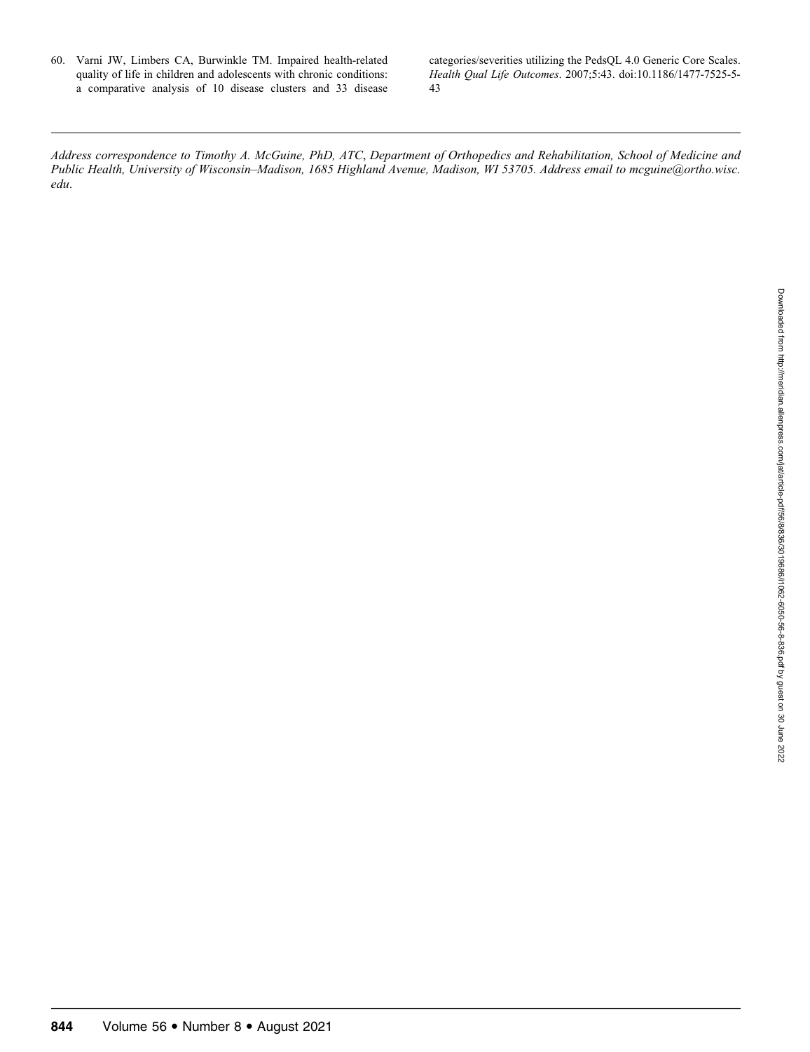60. Varni JW, Limbers CA, Burwinkle TM. Impaired health-related quality of life in children and adolescents with chronic conditions: a comparative analysis of 10 disease clusters and 33 disease categories/severities utilizing the PedsQL 4.0 Generic Core Scales. *Health Qual Life Outcomes*. 2007;5:43. doi:10.1186/1477-7525-5-43

---

*Address correspondence to Timothy A. McGuine, PhD, ATC, Department of Orthopedics and Rehabilitation, School of Medicine and Public Health, University of Wisconsin–Madison, 1685 Highland Avenue, Madison, WI 53705. Address email to mcguine@ortho.wisc.edu.*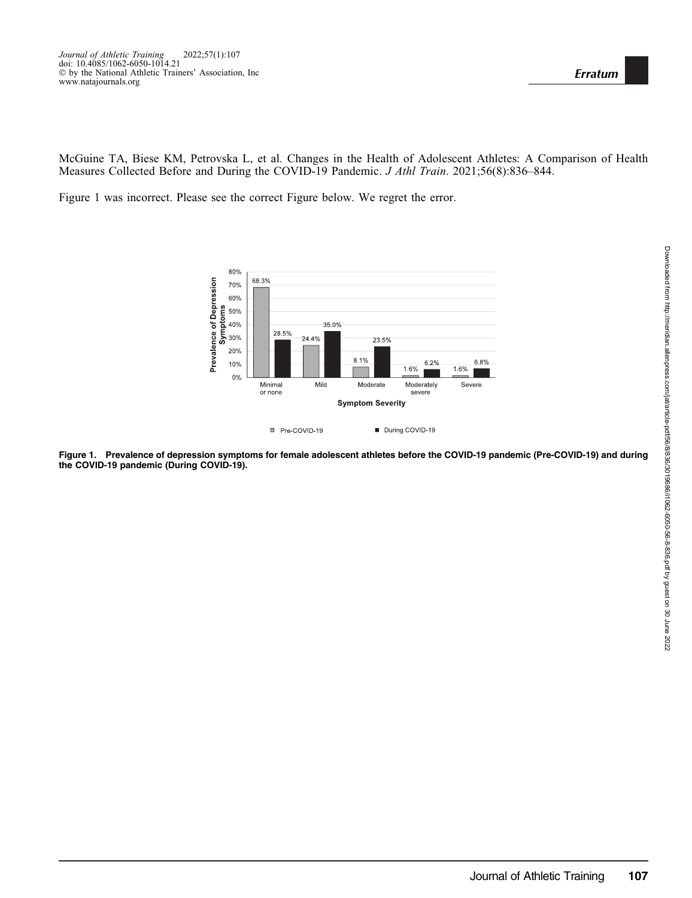# Erratum

McGuine TA, Biese KM, Petrovska L, et al. Changes in the Health of Adolescent Athletes: A Comparison of Health Measures Collected Before and During the COVID-19 Pandemic. *J Athl Train*. 2021;56(8):836–844.

Figure 1 was incorrect. Please see the correct Figure below. We regret the error.

Prevalence of Depression Symptoms

80%
70%
60%
50%
40%
30%
20%
10%
0%

68.3%
28.5%
24.4%
35.0%
8.1%
23.5%
1.6%
6.2%
1.6%
6.8%

Minimal or none
Mild
Moderate
Moderately severe
Severe

Symptom Severity

Pre-COVID-19
During COVID-19

**Figure 1. Prevalence of depression symptoms for female adolescent athletes before the COVID-19 pandemic (Pre-COVID-19) and during the COVID-19 pandemic (During COVID-19).**